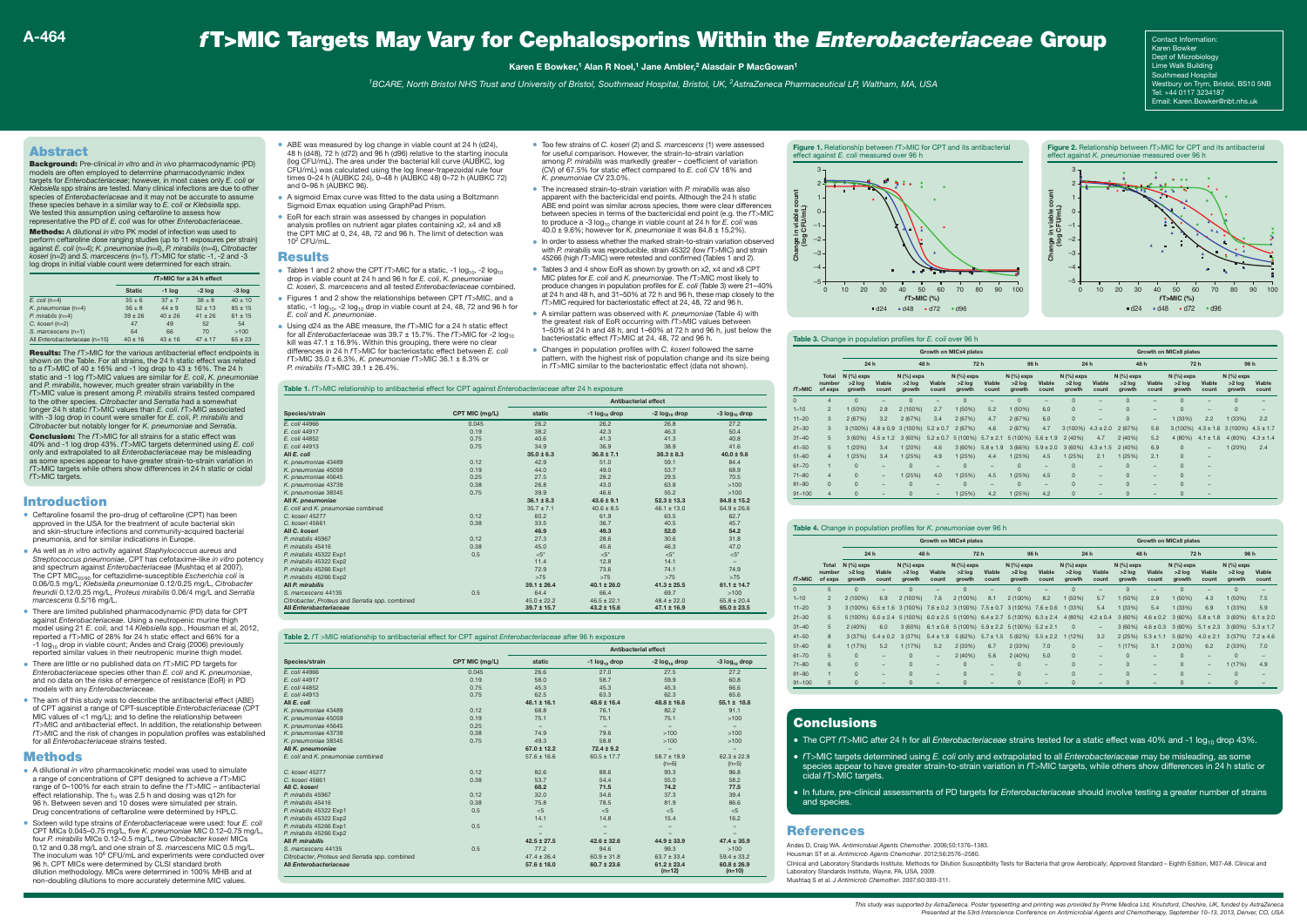A-464

# *f*T>MIC Targets May Vary for Cephalosporins Within the *Enterobacteriaceae* Group

Karen E Bowker,[1] Alan R Noel,[1] Jane Ambler,[2] Alasdair P MacGowan[1]

[1]BCARE, North Bristol NHS Trust and University of Bristol, Southmead Hospital, Bristol, UK, [2]AstraZeneca Pharmaceutical LP, Waltham, MA, USA

Contact Information:
Karen Bowker
Dept of Microbiology
Lime Walk Building
Southmead Hospital
Westbury on Trym, Bristol, BS10 5NB
Tel: +44 0117 3234187
Email: Karen.Bowker@nbt.nhs.uk

## Abstract

**Background:** Pre-clinical *in vitro* and *in vivo* pharmacodynamic (PD) models are often employed to determine pharmacodynamic index targets for *Enterobacteriaceae*; however, in most cases only *E. coli* or *Klebsiella* spp strains are tested. Many clinical infections are due to other species of *Enterobacteriaceae* and it may not be accurate to assume these species behave in a similar way to *E. coli* or *Klebsiella* spp. We tested this assumption using ceftaroline to assess how representative the PD of *E. coli* was for other *Enterobacteriaceae*.

**Methods:** A dilutional *in vitro* PK model of infection was used to perform ceftaroline dose ranging studies (up to 11 exposures per strain) against *E. coli* (n=4); *K. pneumoniae* (n=4), *P. mirabilis* (n=4), *Citrobacter koseri* (n=2) and *S. marcescens* (n=1). *f*T>MIC for static, -1, -2 and -3 log drops in initial viable count were determined for each strain.

| | *f*T>MIC for a 24 h effect | | | |
|---|---|---|---|---|
| | **Static** | **-1 log** | **-2 log** | **-3 log** |
| *E. coli* (n=4) | 35 ± 6 | 37 ± 7 | 38 ± 8 | 40 ± 10 |
| *K. pneumoniae* (n=4) | 36 ± 8 | 44 ± 9 | 52 ± 13 | 85 ± 15 |
| *P. mirabilis* (n=4) | 39 ± 26 | 40 ± 26 | 41 ± 26 | 61 ± 15 |
| *C. koseri* (n=2) | 47 | 49 | 52 | 54 |
| *S. marcescens* (n=1) | 64 | 66 | 70 | >100 |
| *All Enterobacteriaceae* (n=15) | 40 ± 16 | 43 ± 16 | 47 ± 17 | 65 ± 23 |

**Results:** The *f*T>MIC for the various antibacterial effect endpoints is shown on the Table. For all strains, the 24 h static effect was related to a *f*T>MIC of 40 ± 16% and -1 log drop to 43 ± 16%. The 24 h static and -1 log *f*T>MIC values are similar for *E. coli*, *K. pneumoniae* and *P. mirabilis*, however, much greater strain variability in the *f*T>MIC value is present among *P. mirabilis* strains tested compared to the other species. *Citrobacter* and *Serratia* had a somewhat longer 24 h static *f*T>MIC values than *E. coli*. *f*T>MIC associated with -3 log drop in count were smaller for *E. coli*, *P. mirabilis* and *Citrobacter* but notably longer for *K. pneumoniae* and *Serratia*.

**Conclusion:** The *f*T>MIC to achieve a 24 h static effect was 40% and -1 log drop 43%. *f*T>MIC targets determined using *E. coli* only and extrapolated to all *Enterobacteriaceae* may be misleading as some species appear to have greater strain-to-strain variation in *f*T>MIC targets while others show differences in 24 h static or cidal *f*T>MIC targets.

## Introduction

- Ceftaroline fosamil the pro-drug of ceftaroline (CPT) has been approved in the USA for the treatment of acute bacterial skin and skin-structure infections and community-acquired bacterial pneumonia, and for similar indications in Europe.
- As well as *in vitro* activity against *Staphylococcus aureus* and *Streptococcus pneumoniae*, CPT has cefotaxime-like *in vitro* potency and spectrum against *Enterobacteriaceae* (Mushtaq et al 2007). The CPT $MIC_{50/90}$ for ceftazidime-susceptible *Escherichia coli* is 0.06/0.5 mg/L; *Klebsiella pneumoniae* 0.12/0.25 mg/L, *Citrobacter freundii* 0.12/0.25 mg/L, *Proteus mirabilis* 0.06/4 mg/L and *Serratia marcescens* 0.5/16 mg/L.
- There are limited published pharmacodynamic (PD) data for CPT against *Enterobacteriaceae*. Using a neutropenic murine thigh model using 21 *E. coli*, and 14 *Klebsiella* spp., Housman et al, 2012, reported a *f*T>MIC of 28% for 24 h static effect and 66% for a -1 $log_{10}$ drop in viable count; Andes and Craig (2006) previously reported similar values in their neutropenic murine thigh model.
- There are little or no published data on *f*T>MIC PD targets for *Enterobacteriaceae* species other than *E. coli* and *K. pneumoniae*, and no data on the risks of emergence of resistance (EoR) in PD models with any *Enterobacteriaceae*.
- The aim of this study was to describe the antibacterial effect (ABE) of CPT against a range of CPT-susceptible *Enterobacteriaceae* (CPT MIC values of <1 mg/L); and to define the relationship between *f*T>MIC and antibacterial effect. In addition, the relationship between *f*T>MIC and the risk of changes in population profiles was established for all *Enterobacteriaceae* strains tested.

## Methods

- A dilutional *in vitro* pharmacokinetic model was used to simulate a range of concentrations of CPT designed to achieve a *f*T>MIC range of 0–100% for each strain to define the *f*T>MIC – antibacterial effect relationship. The $t_{½}$ was 2.5 h and dosing was q12h for 96 h. Between seven and 10 doses were simulated per strain. Drug concentrations of ceftaroline were determined by HPLC.
- Sixteen wild type strains of *Enterobacteriaceae* were used: four *E. coli* CPT MICs 0.045–0.75 mg/L, five *K. pneumoniae* MIC 0.12–0.75 mg/L, four *P. mirabilis* MICs 0.12–0.5 mg/L, two *Citrobacter koseri* MICs 0.12 and 0.38 mg/L and one strain of *S. marcescens* MIC 0.5 mg/L. The inoculum was $10^6$ CFU/mL and experiments were conducted over 96 h. CPT MICs were determined by CLSI standard broth dilution methodology. MICs were determined in 100% MHB and at non-doubling dilutions to more accurately determine MIC values.
- ABE was measured by log change in viable count at 24 h (d24), 48 h (d48), 72 h (d72) and 96 h (d96) relative to the starting inocula (log CFU/mL). The area under the bacterial kill curve ($AUBKC_t$, log CFU/mL) was calculated using the log linear-trapezoidal rule four times 0–24 h ($AUBKC_{24}$), 0–48 h ($AUBKC_{48}$) 0–72 h ($AUBKC_{72}$) and 0–96 h ($AUBKC_{96}$).
- A sigmoid Emax curve was fitted to the data using a Boltzmann Sigmoid Emax equation using GraphPad Prism.
- EoR for each strain was assessed by changes in population analysis profiles on nutrient agar plates containing x2, x4 and x8 the CPT MIC at 0, 24, 48, 72 and 96 h. The limit of detection was $10^2$ CFU/mL.

## Results

- Tables 1 and 2 show the CPT *f*T>MIC for a static, -1 $log_{10}$, -2 $log_{10}$ drop in viable count at 24 h and 96 h for *E. coli*, *K. pneumoniae C. koseri*, *S. marcescens* and all tested *Enterobacteriaceae* combined.
- Figures 1 and 2 show the relationships between CPT *f*T>MIC, and a static, -1 $log_{10}$, -2 $log_{10}$ drop in viable count at 24, 48, 72 and 96 h for *E. coli* and *K. pneumoniae*.
- Using d24 as the ABE measure, the *f*T>MIC for a 24 h static effect for all *Enterobacteriaceae* was 39.7 ± 15.7%. The *f*T>MIC for -2 $log_{10}$ kill was 47.1 ± 16.9%. Within this grouping, there were no clear differences in 24 h *f*T>MIC for bacteriostatic effect between *E. coli* *f*T>MIC 35.0 ± 6.3%, *K. pneumoniae* *f*T>MIC 36.1 ± 8.3% or *P. mirabilis* *f*T>MIC 39.1 ± 26.4%.
- Too few strains of *C. koseri* (2) and *S. marcescens* (1) were assessed for useful comparison. However, the strain-to-strain variation among *P. mirabilis* was markedly greater – coefficient of variation (CV) of 67.5% for static effect compared to *E. coli* CV 18% and *K. pneumoniae* CV 23.0%.
- The increased strain-to-strain variation with *P. mirabilis* was also apparent with the bactericidal end points. Although the 24 h static ABE end point was similar across species, there were clear differences between species in terms of the bactericidal end point (e.g. the *f*T>MIC to produce a -3 $log_{10}$ change in viable count at 24 h for *E. coli* was 40.0 ± 9.6%; however for *K. pneumoniae* it was 84.8 ± 15.2%).
- In order to assess whether the marked strain-to-strain variation observed with *P. mirabilis* was reproducible, strain 45322 (low *f*T>MIC) and strain 45266 (high *f*T>MIC) were retested and confirmed (Tables 1 and 2).
- Tables 3 and 4 show EoR as shown by growth on x2, x4 and x8 CPT MIC plates for *E. coli* and *K. pneumoniae*. The *f*T>MIC most likely to produce changes in population profiles for *E. coli* (Table 3) were 21–40% at 24 h and 48 h, and 31–50% at 72 h and 96 h, these map closely to the *f*T>MIC required for bacteriostatic effect at 24, 48, 72 and 96 h.
- A similar pattern was observed with *K. pneumoniae* (Table 4) with the greatest risk of EoR occurring with *f*T>MIC values between 1–50% at 24 h and 48 h, and 1–60% at 72 h and 96 h, just below the bacteriostatic effect *f*T>MIC at 24, 48, 72 and 96 h.
- Changes in population profiles with *C. koseri* followed the same pattern, with the highest risk of population change and its size being in *f*T>MIC similar to the bacteriostatic effect (data not shown).

**Table 1.** *f*T>MIC relationship to antibacterial effect for CPT against *Enterobacteriaceae* after 24 h exposure

| Species/strain | CPT MIC (mg/L) | Antibacterial effect: static | -1 $log_{10}$ drop | -2 $log_{10}$ drop | -3 $log_{10}$ drop |
|---|---|---|---|---|---|
| *E. coli* 44966 | 0.045 | 26.2 | 26.2 | 26.8 | 27.2 |
| *E. coli* 44917 | 0.19 | 38.2 | 42.3 | 46.3 | 50.4 |
| *E. coli* 44852 | 0.75 | 40.6 | 41.3 | 41.3 | 40.8 |
| *E. coli* 44913 | 0.75 | 34.9 | 36.9 | 38.9 | 41.6 |
| **All *E. coli*** | | **35.0 ± 6.3** | **36.8 ± 7.1** | **38.3 ± 8.3** | **40.0 ± 9.6** |
| *K. pneumoniae* 43489 | 0.12 | 42.9 | 51.0 | 59.1 | 84.4 |
| *K. pneumoniae* 45059 | 0.19 | 44.0 | 49.0 | 53.7 | 68.9 |
| *K. pneumoniae* 45645 | 0.25 | 27.5 | 28.2 | 29.5 | 70.5 |
| *K. pneumoniae* 43739 | 0.38 | 26.8 | 43.0 | 63.8 | >100 |
| *K. pneumoniae* 38345 | 0.75 | 39.9 | 46.6 | 55.2 | >100 |
| **All *K. pneumoniae*** | | **36.1 ± 8.3** | **43.6 ± 9.1** | **52.3 ± 13.3** | **84.8 ± 15.2** |
| *E. coli* and *K. pneumoniae* combined | | 35.7 ± 7.1 | 40.6 ± 8.5 | 46.1 ± 13.0 | 64.9 ± 26.6 |
| *C. koseri* 45277 | 0.12 | 60.2 | 61.9 | 63.5 | 62.7 |
| *C. koseri* 45661 | 0.38 | 33.5 | 36.7 | 40.5 | 45.7 |
| **All *C. koseri*** | | **46.9** | **49.3** | **52.0** | **54.2** |
| *P. mirabilis* 45967 | 0.12 | 27.3 | 28.6 | 30.6 | 31.8 |
| *P. mirabilis* 45416 | 0.38 | 45.0 | 45.6 | 46.3 | 47.0 |
| *P. mirabilis* 45322 Exp1 | 0.5 | <5* | <5* | <5* | <5* |
| *P. mirabilis* 45322 Exp2 | | 11.4 | 12.8 | 14.1 | – |
| *P. mirabilis* 45266 Exp1 | | 72.9 | 73.6 | 74.1 | 74.9 |
| *P. mirabilis* 45266 Exp2 | | >75 | >75 | >75 | >75 |
| **All *P. mirabilis*** | | **39.1 ± 26.4** | **40.1 ± 26.0** | **41.3 ± 25.5** | **61.1 ± 14.7** |
| *S. marcescens* 44135 | 0.5 | 64.4 | 66.4 | 69.7 | >100 |
| *Citrobacter, Proteus and Serratia spp. combined* | | 45.0 ± 22.2 | 46.5 ± 22.1 | 48.4 ± 22.0 | 65.8 ± 20.4 |
| ***All Enterobacteriaceae*** | | **39.7 ± 15.7** | **43.2 ± 15.6** | **47.1 ± 16.9** | **65.0 ± 23.5** |

**Table 2.** *f*T>MIC relationship to antibacterial effect for CPT against *Enterobacteriaceae* after 96 h exposure

| Species/strain | CPT MIC (mg/L) | Antibacterial effect: static | -1 $log_{10}$ drop | -2 $log_{10}$ drop | -3 $log_{10}$ drop |
|---|---|---|---|---|---|
| *E. coli* 44966 | 0.045 | 26.6 | 27.0 | 27.5 | 27.2 |
| *E. coli* 44917 | 0.19 | 58.0 | 58.7 | 59.9 | 60.8 |
| *E. coli* 44852 | 0.75 | 45.3 | 45.3 | 45.3 | 66.6 |
| *E. coli* 44913 | 0.75 | 62.5 | 63.3 | 62.3 | 65.6 |
| **All *E. coli*** | | **48.1 ± 16.1** | **48.6 ± 16.4** | **48.8 ± 16.6** | **55.1 ± 18.8** |
| *K. pneumoniae* 43489 | 0.12 | 68.8 | 76.1 | 82.2 | 91.1 |
| *K. pneumoniae* 45059 | 0.19 | 75.1 | 75.1 | 75.1 | >100 |
| *K. pneumoniae* 45645 | 0.25 | – | – | – | – |
| *K. pneumoniae* 43739 | 0.38 | 74.9 | 79.6 | >100 | >100 |
| *K. pneumoniae* 38345 | 0.75 | 49.3 | 58.8 | >100 | >100 |
| **All *K. pneumoniae*** | | **67.0 ± 12.2** | **72.4 ± 9.2** | – | – |
| *E. coli* and *K. pneumoniae* combined | | 57.6 ± 16.6 | 60.5 ± 17.7 | 58.7 ± 19.9 (n=6) | 62.3 ± 22.9 (n=5) |
| *C. koseri* 45277 | 0.12 | 82.6 | 88.6 | 93.3 | 96.8 |
| *C. koseri* 45661 | 0.38 | 53.7 | 54.4 | 55.0 | 58.2 |
| **All *C. koseri*** | | **68.2** | **71.5** | **74.2** | **77.5** |
| *P. mirabilis* 45967 | 0.12 | 32.0 | 34.6 | 37.3 | 39.4 |
| *P. mirabilis* 45416 | 0.38 | 75.8 | 78.5 | 81.9 | 86.6 |
| *P. mirabilis* 45322 Exp1 | 0.5 | <5 | <5 | <5 | <5 |
| *P. mirabilis* 45322 Exp2 | | 14.1 | 14.8 | 15.4 | 16.2 |
| *P. mirabilis* 45266 Exp1 | 0.5 | – | – | – | – |
| *P. mirabilis* 45266 Exp2 | | – | – | – | – |
| **All *P. mirabilis*** | | **42.5 ± 27.5** | **42.6 ± 32.6** | **44.9 ± 33.9** | **47.4 ± 35.9** |
| *S. marcescens* 44135 | 0.5 | 77.2 | 94.6 | 99.3 | >100 |
| *Citrobacter, Proteus and Serratia spp. combined* | | 47.4 ± 26.4 | 60.9 ± 31.8 | 63.7 ± 33.4 | 59.4 ± 33.2 |
| ***All Enterobacteriaceae*** | | **57.8 ± 18.0** | **60.7 ± 23.6** | **61.2 ± 23.4 (n=12)** | **60.8 ± 26.9 (n=10)** |

**Figure 1.** Relationship between *f*T>MIC for CPT and its antibacterial effect against *E. coli* measured over 96 h

**Figure 2.** Relationship between *f*T>MIC for CPT and its antibacterial effect against *K. pneumoniae* measured over 96 h

**Table 3.** Change in population profiles for *E. coli* over 96 h

| *f*T>MIC | Total number of exps | MICx4 24 h: N (%) exps >2 log growth | Viable count | MICx4 48 h: N (%) exps >2 log growth | Viable count | MICx4 72 h: N (%) exps >2 log growth | Viable count | MICx4 96 h: N (%) exps >2 log growth | Viable count | MICx8 24 h: N (%) exps >2 log growth | Viable count | MICx8 48 h: N (%) exps >2 log growth | Viable count | MICx8 72 h: N (%) exps >2 log growth | Viable count | MICx8 96 h: N (%) exps >2 log growth | Viable count |
|---|---|---|---|---|---|---|---|---|---|---|---|---|---|---|---|---|---|
| 0 | 4 | 0 | – | 0 | – | 0 | – | 0 | – | 0 | – | 0 | – | 0 | – | 0 | – |
| 1–10 | 2 | 1 (50%) | 2.9 | 2 (100%) | 2.7 | 1 (50%) | 5.2 | 1 (50%) | 6.0 | 0 | – | 0 | – | 0 | – | 0 | – |
| 11–20 | 3 | 2 (67%) | 3.2 | 2 (67%) | 3.4 | 2 (67%) | 4.7 | 2 (67%) | 6.0 | 0 | – | 0 | – | 1 (33%) | 2.2 | 1 (33%) | 2.2 |
| 21–30 | 3 | 3 (100%) | 4.8 ± 0.9 | 3 (100%) | 5.2 ± 0.7 | 2 (67%) | 4.6 | 2 (67%) | 4.7 | 3 (100%) | 4.3 ± 2.0 | 2 (67%) | 5.6 | 3 (100%) | 4.3 ± 1.6 | 3 (100%) | 4.5 ± 1.7 |
| 31–40 | 5 | 3 (60%) | 4.5 ± 1.2 | 3 (60%) | 5.2 ± 0.7 | 5 (100%) | 5.7 ± 2.1 | 5 (100%) | 5.6 ± 1.9 | 2 (40%) | 4.7 | 2 (40%) | 5.2 | 4 (80%) | 4.1 ± 1.6 | 4 (80%) | 4.3 ± 1.4 |
| 41–50 | 5 | 1 (20%) | 3.4 | 1 (20%) | 4.6 | 3 (60%) | 5.8 ± 1.9 | 3 (66%) | 5.9 ± 2.0 | 3 (60%) | 4.3 ± 1.5 | 2 (40%) | 6.9 | 0 | – | 1 (20%) | 2.4 |
| 51–60 | 4 | 1 (25%) | 3.4 | 1 (25%) | 4.9 | 1 (25%) | 4.4 | 1 (25%) | 4.5 | 1 (25%) | 2.1 | 1 (25%) | 2.1 | 0 | – | 0 | – |
| 61–70 | 1 | 0 | – | 0 | – | 0 | – | 0 | – | 0 | – | 0 | – | 0 | – | 0 | – |
| 71–80 | 4 | 0 | – | 1 (25%) | 4.0 | 1 (25%) | 4.5 | 1 (25%) | 4.5 | 0 | – | 0 | – | 0 | – | 0 | – |
| 81–90 | 0 | 0 | – | 0 | – | 0 | – | 0 | – | 0 | – | 0 | – | 0 | – | 0 | – |
| 91–100 | 4 | 0 | – | 0 | – | 1 (25%) | 4.2 | 1 (25%) | 4.2 | 0 | – | 0 | – | 0 | – | 0 | – |

**Table 4.** Change in population profiles for *K. pneumoniae* over 96 h

| *f*T>MIC | Total number of exps | MICx4 24 h: N (%) exps >2 log growth | Viable count | MICx4 48 h: N (%) exps >2 log growth | Viable count | MICx4 72 h: N (%) exps >2 log growth | Viable count | MICx4 96 h: N (%) exps >2 log growth | Viable count | MICx8 24 h: N (%) exps >2 log growth | Viable count | MICx8 48 h: N (%) exps >2 log growth | Viable count | MICx8 72 h: N (%) exps >2 log growth | Viable count | MICx8 96 h: N (%) exps >2 log growth | Viable count |
|---|---|---|---|---|---|---|---|---|---|---|---|---|---|---|---|---|---|
| 0 | 5 | 0 | – | 0 | – | 0 | – | 0 | – | 0 | – | 0 | – | 0 | – | 0 | – |
| 1–10 | 2 | 2 (100%) | 6.9 | 2 (100%) | 7.6 | 2 (100%) | 8.1 | 2 (100%) | 8.2 | 1 (50%) | 5.7 | 1 (50%) | 2.9 | 1 (50%) | 4.3 | 1 (50%) | 7.5 |
| 11–20 | 3 | 3 (100%) | 6.5 ± 1.6 | 3 (100%) | 7.6 ± 0.2 | 3 (100%) | 7.5 ± 0.7 | 3 (100%) | 7.6 ± 0.6 | 1 (33%) | 5.4 | 1 (33%) | 5.4 | 1 (33%) | 6.9 | 1 (33%) | 5.9 |
| 21–30 | 5 | 5 (100%) | 6.0 ± 2.4 | 5 (100%) | 6.0 ± 2.5 | 5 (100%) | 6.4 ± 2.7 | 5 (100%) | 6.3 ± 2.4 | 4 (80%) | 4.2 ± 0.4 | 3 (60%) | 4.6 ± 0.2 | 3 (60%) | 5.8 ± 1.8 | 3 (60%) | 6.1 ± 2.0 |
| 31–40 | 5 | 2 (40%) | 6.0 | 3 (60%) | 6.1 ± 0.8 | 5 (100%) | 5.9 ± 2.2 | 5 (100%) | 5.2 ± 2.1 | 0 | – | 3 (60%) | 4.6 ± 0.3 | 3 (60%) | 5.1 ± 2.3 | 3 (60%) | 5.3 ± 1.7 |
| 41–50 | 8 | 3 (37%) | 5.4 ± 0.2 | 3 (37%) | 5.4 ± 1.9 | 5 (62%) | 5.7 ± 1.5 | 5 (62%) | 5.5 ± 2.2 | 1 (12%) | 3.2 | 2 (25%) | 5.3 ± 1.1 | 5 (62%) | 4.0 ± 2.1 | 3 (37%) | 7.2 ± 4.6 |
| 51–60 | 6 | 1 (17%) | 5.2 | 1 (17%) | 5.2 | 2 (33%) | 6.7 | 2 (33%) | 7.0 | 0 | – | 1 (17%) | 3.1 | 2 (33%) | 6.2 | 2 (33%) | 7.0 |
| 61–70 | 5 | 0 | – | 0 | – | 2 (40%) | 5.6 | 2 (40%) | 5.0 | 0 | – | 0 | – | 0 | – | 0 | – |
| 71–80 | 6 | 0 | – | 0 | – | 0 | – | 0 | – | 0 | – | 0 | – | 0 | – | 1 (17%) | 4.9 |
| 81–90 | 1 | 0 | – | 0 | – | 0 | – | 0 | – | 0 | – | 0 | – | 0 | – | 0 | – |
| 91–100 | 5 | 0 | – | 0 | – | 0 | – | 0 | – | 0 | – | 0 | – | 0 | – | 0 | – |

## Conclusions

- The CPT *f*T>MIC after 24 h for all *Enterobacteriaceae* strains tested for a static effect was 40% and -1 $log_{10}$ drop 43%.
- *f*T>MIC targets determined using *E. coli* only and extrapolated to all *Enterobacteriaceae* may be misleading, as some species appear to have greater strain-to-strain variation in *f*T>MIC targets, while others show differences in 24 h static or cidal *f*T>MIC targets.
- In future, pre-clinical assessments of PD targets for *Enterobacteriaceae* should involve testing a greater number of strains and species.

## References

Andes D, Craig WA. *Antimicrobial Agents Chemother.* 2006;50:1376–1383.

Housman ST et al. *Antimicrob Agents Chemother.* 2012;56:2576–2580.

Clinical and Laboratory Standards Institute. Methods for Dilution Susceptibility Tests for Bacteria that grow Aerobically; Approved Standard – Eighth Edition, M07-A8. Clinical and Laboratory Standards Institute, Wayne, PA, USA, 2009.

Mushtaq S et al. *J Antimicrob Chemother.* 2007;60:300-311.

*This study was supported by AstraZeneca. Poster typesetting and printing was provided by Prime Medica Ltd, Knutsford, Cheshire, UK, funded by AstraZeneca*
*Presented at the 53rd Interscience Conference on Antimicrobial Agents and Chemotherapy, September 10–13, 2013, Denver, CO, USA*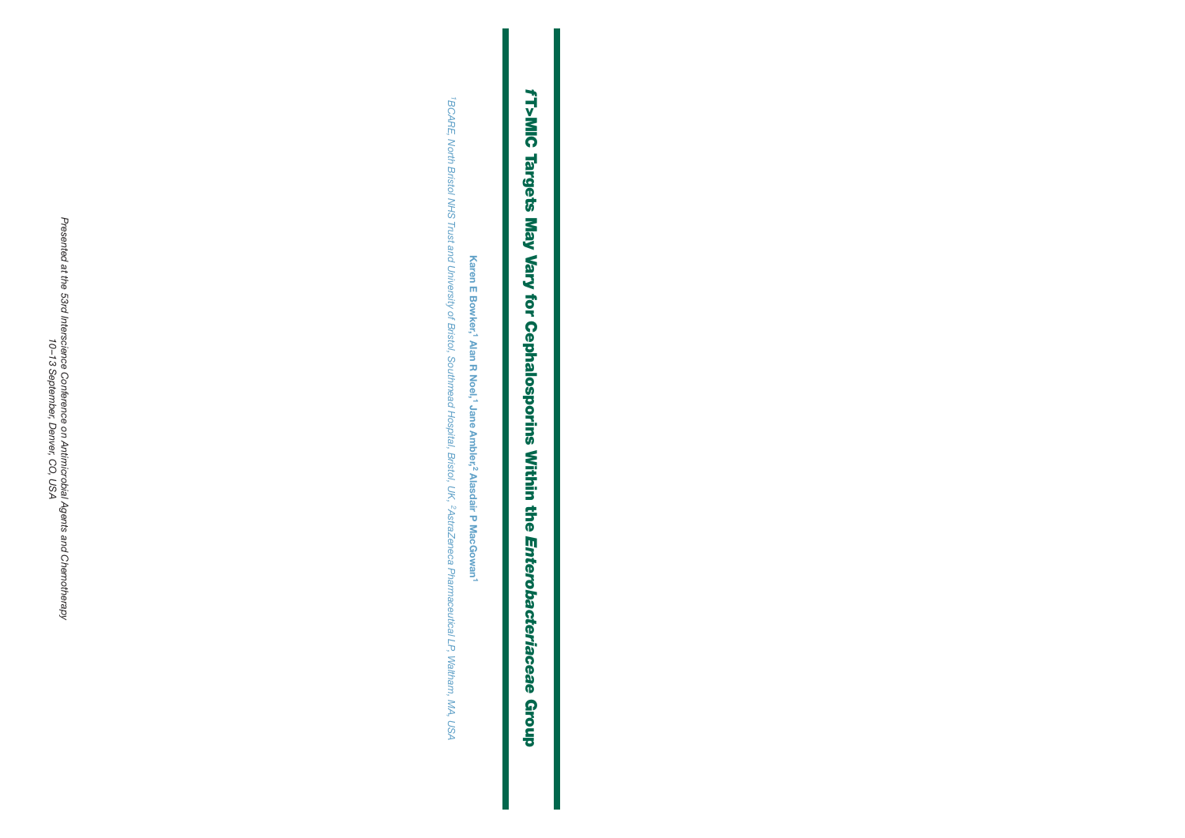# *f*T>MIC Targets May Vary for Cephalosporins Within the *Enterobacteriaceae* Group

**Karen E Bowker,[1] Alan R Noel,[1] Jane Ambler,[2] Alasdair P MacGowan[1]**

*[1]BCARE, North Bristol NHS Trust and University of Bristol, Southmead Hospital, Bristol, UK; [2]AstraZeneca Pharmaceutical LP, Waltham, MA, USA*

*Presented at the 53rd Interscience Conference on Antimicrobial Agents and Chemotherapy*
*10–13 September, Denver, CO, USA*